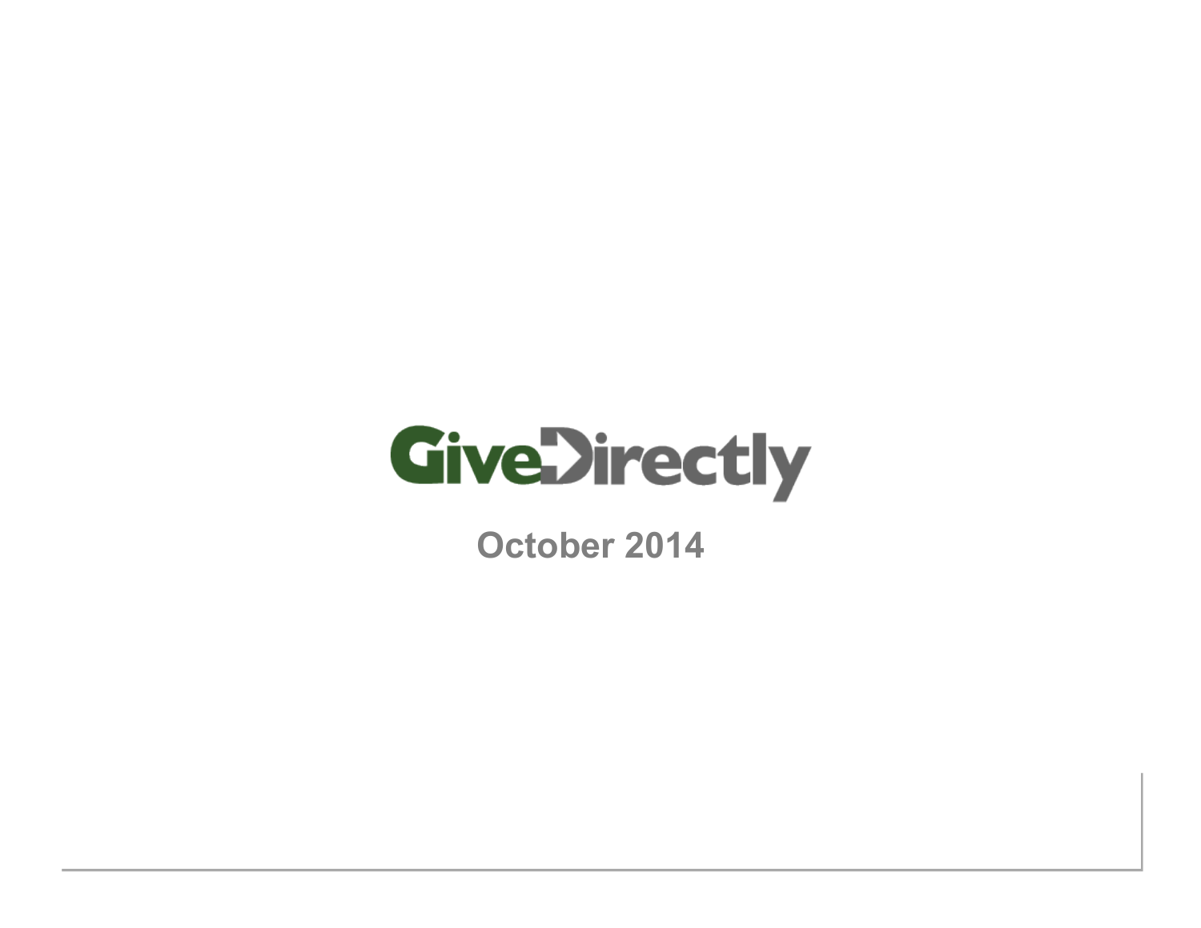# GiveDirectly

October 2014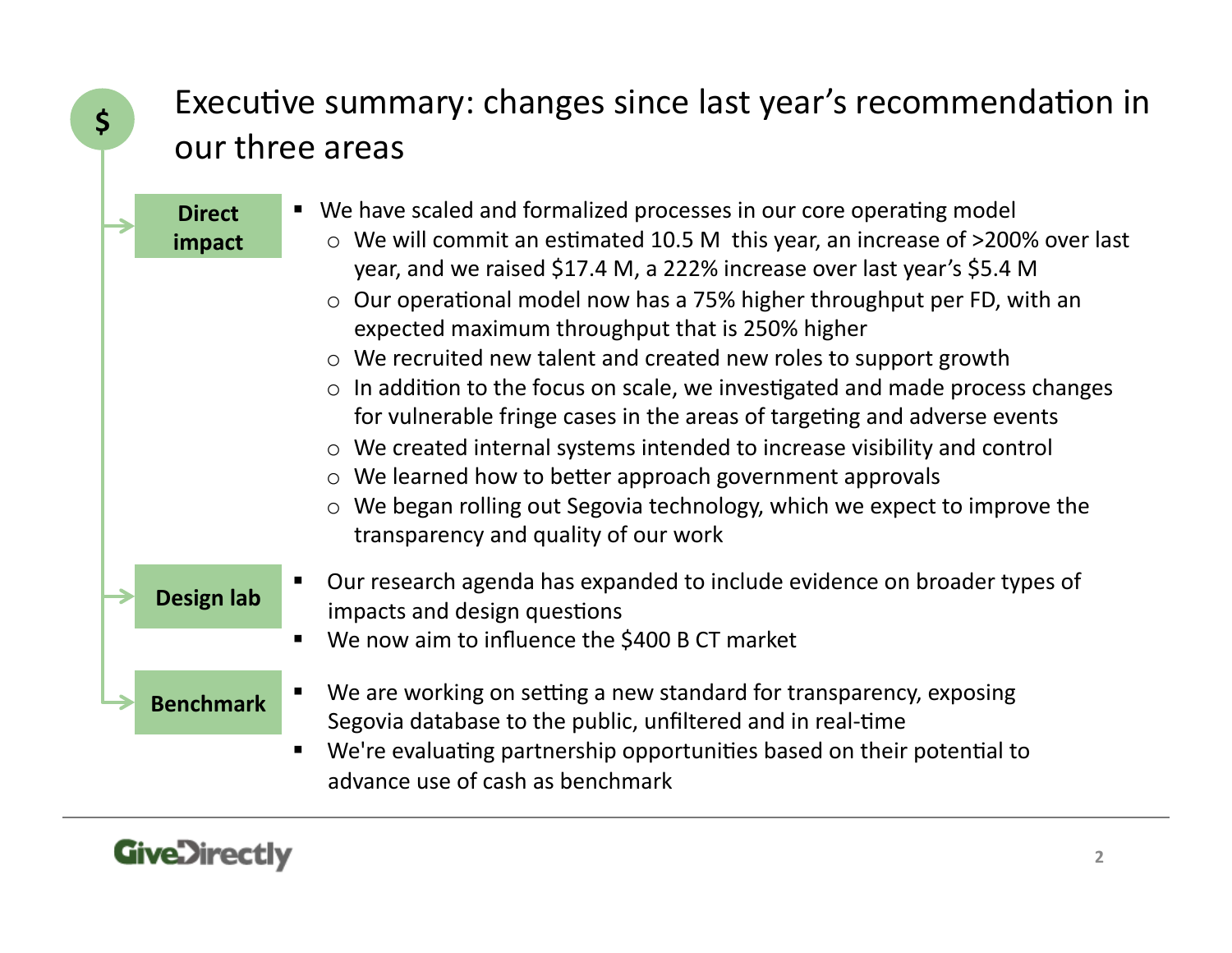# Executive summary: changes since last year's recommendation in our three areas

## Direct impact

- We have scaled and formalized processes in our core operating model
  - We will commit an estimated 10.5 M this year, an increase of >200% over last year, and we raised $17.4 M, a 222% increase over last year's $5.4 M
  - Our operational model now has a 75% higher throughput per FD, with an expected maximum throughput that is 250% higher
  - We recruited new talent and created new roles to support growth
  - In addition to the focus on scale, we investigated and made process changes for vulnerable fringe cases in the areas of targeting and adverse events
  - We created internal systems intended to increase visibility and control
  - We learned how to better approach government approvals
  - We began rolling out Segovia technology, which we expect to improve the transparency and quality of our work

## Design lab

- Our research agenda has expanded to include evidence on broader types of impacts and design questions
- We now aim to influence the $400 B CT market

## Benchmark

- We are working on setting a new standard for transparency, exposing Segovia database to the public, unfiltered and in real-time
- We're evaluating partnership opportunities based on their potential to advance use of cash as benchmark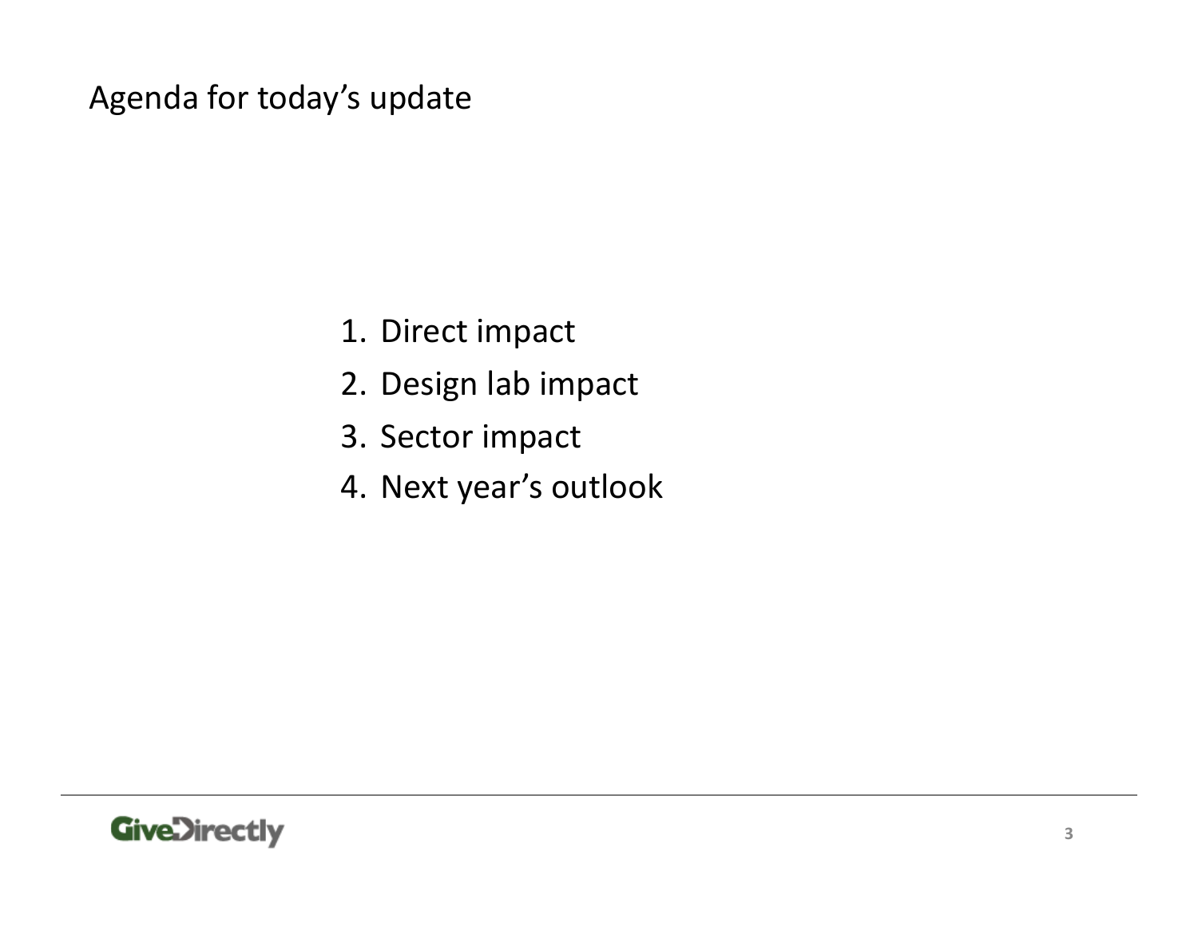# Agenda for today's update

1. Direct impact
2. Design lab impact
3. Sector impact
4. Next year's outlook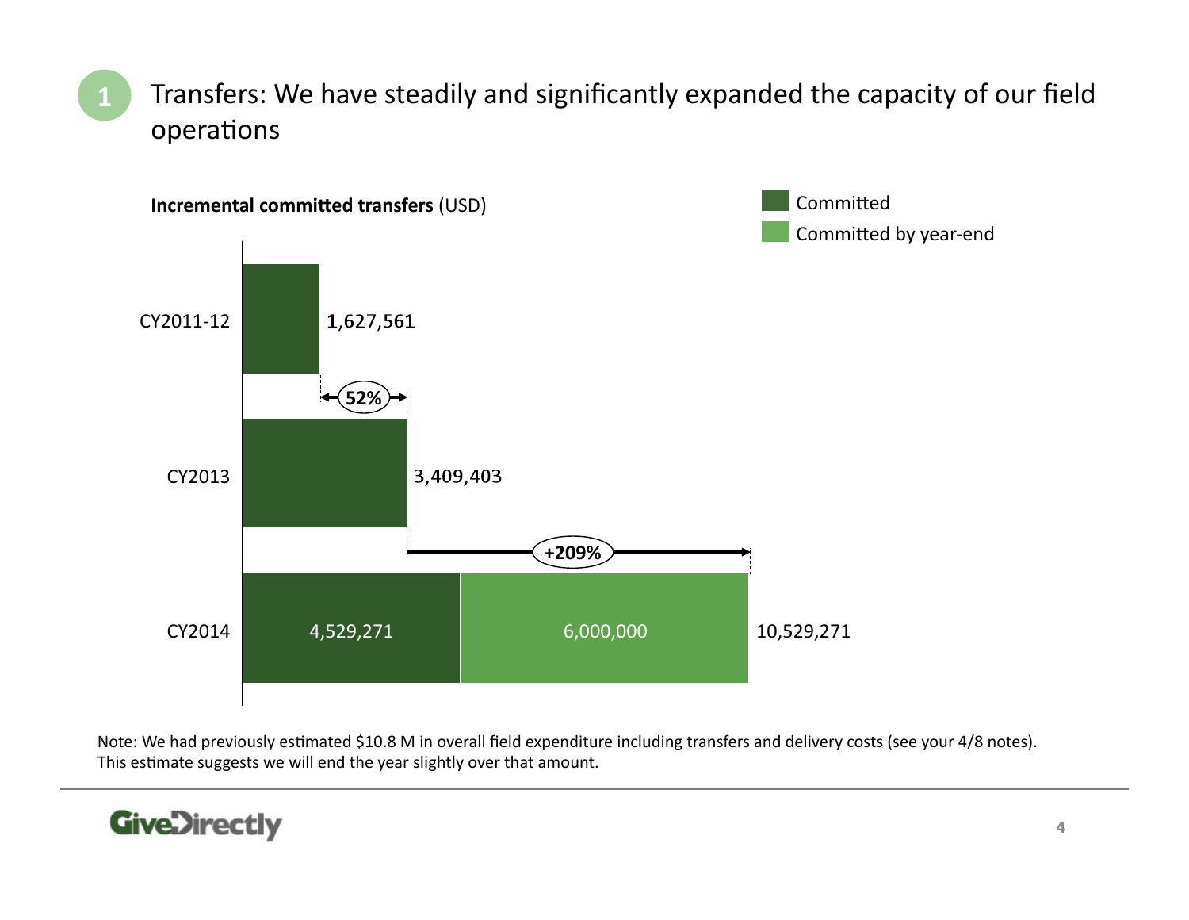# Transfers: We have steadily and significantly expanded the capacity of our field operations

**Incremental committed transfers** (USD)

| | Committed | Committed by year-end | Total |
|---|---|---|---|
| CY2011-12 | 1,627,561 | | 1,627,561 |
| CY2013 | 3,409,403 | | 3,409,403 |
| CY2014 | 4,529,271 | 6,000,000 | 10,529,271 |

CY2011-12 to CY2013: 52%

CY2013 to CY2014: +209%

Note: We had previously estimated $10.8 M in overall field expenditure including transfers and delivery costs (see your 4/8 notes). This estimate suggests we will end the year slightly over that amount.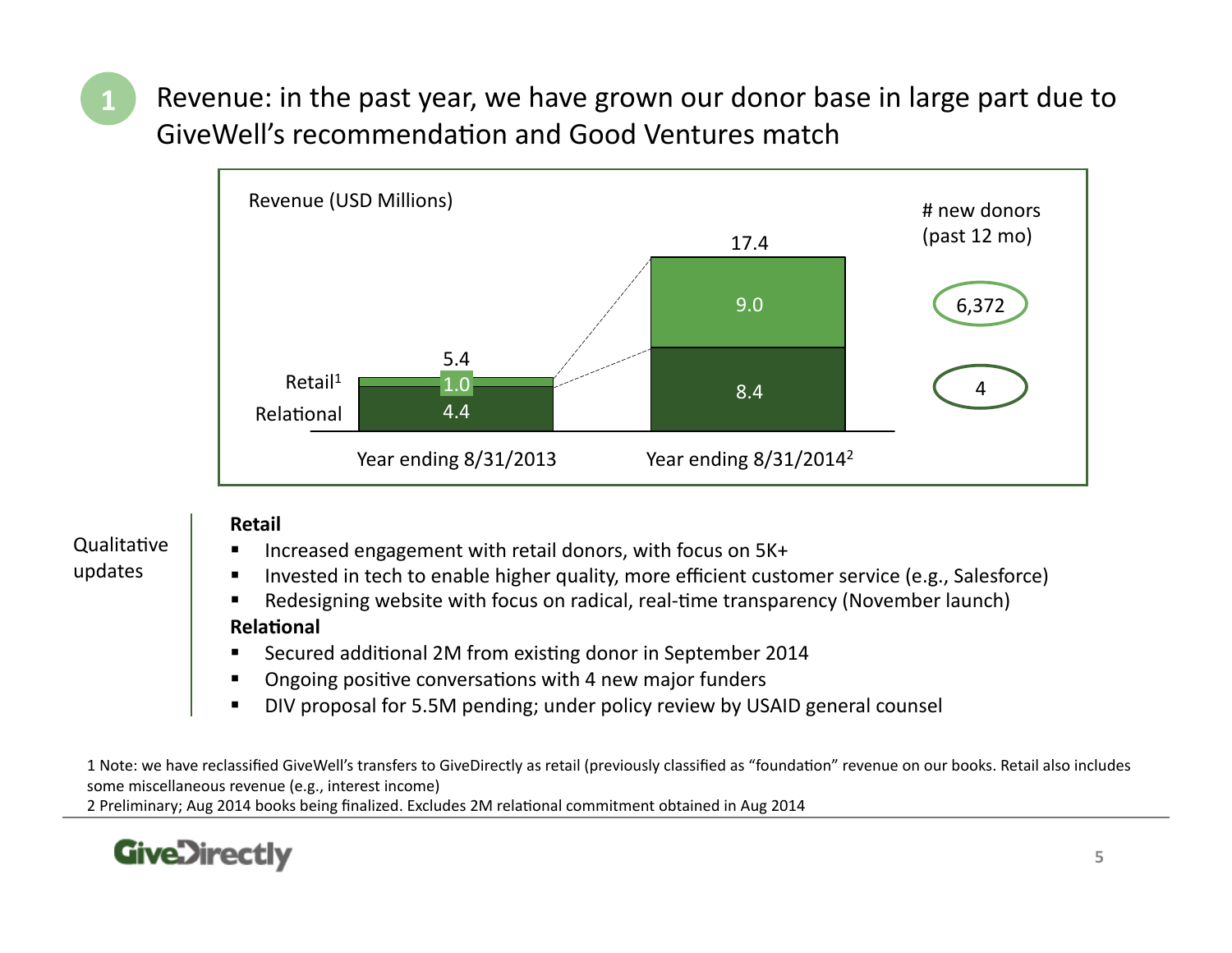## 1 Revenue: in the past year, we have grown our donor base in large part due to GiveWell's recommendation and Good Ventures match

Revenue (USD Millions)

| | Year ending 8/31/2013 | Year ending 8/31/2014[2] | # new donors (past 12 mo) |
|---|---|---|---|
| Retail[1] | 1.0 | 9.0 | 6,372 |
| Relational | 4.4 | 8.4 | 4 |
| Total | 5.4 | 17.4 | |

Qualitative updates

**Retail**

- Increased engagement with retail donors, with focus on 5K+
- Invested in tech to enable higher quality, more efficient customer service (e.g., Salesforce)
- Redesigning website with focus on radical, real-time transparency (November launch)

**Relational**

- Secured additional 2M from existing donor in September 2014
- Ongoing positive conversations with 4 new major funders
- DIV proposal for 5.5M pending; under policy review by USAID general counsel

1 Note: we have reclassified GiveWell's transfers to GiveDirectly as retail (previously classified as "foundation" revenue on our books. Retail also includes some miscellaneous revenue (e.g., interest income)

2 Preliminary; Aug 2014 books being finalized. Excludes 2M relational commitment obtained in Aug 2014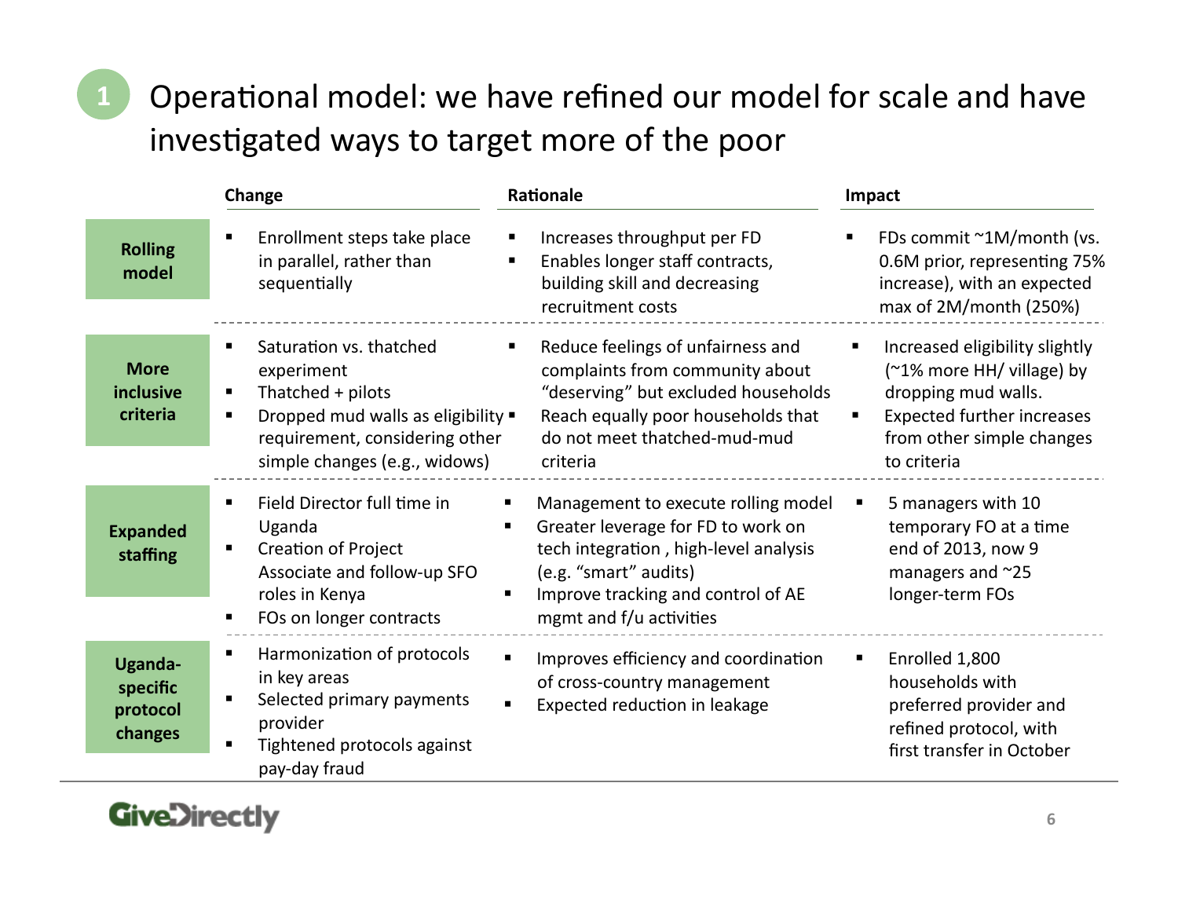# 1 Operational model: we have refined our model for scale and have investigated ways to target more of the poor

| | Change | Rationale | Impact |
|---|---|---|---|
| **Rolling model** | ▪ Enrollment steps take place in parallel, rather than sequentially | ▪ Increases throughput per FD<br>▪ Enables longer staff contracts, building skill and decreasing recruitment costs | ▪ FDs commit ~1M/month (vs. 0.6M prior, representing 75% increase), with an expected max of 2M/month (250%) |
| **More inclusive criteria** | ▪ Saturation vs. thatched experiment<br>▪ Thatched + pilots<br>▪ Dropped mud walls as eligibility requirement, considering other simple changes (e.g., widows) | ▪ Reduce feelings of unfairness and complaints from community about "deserving" but excluded households<br>▪ Reach equally poor households that do not meet thatched-mud-mud criteria | ▪ Increased eligibility slightly (~1% more HH/ village) by dropping mud walls.<br>▪ Expected further increases from other simple changes to criteria |
| **Expanded staffing** | ▪ Field Director full time in Uganda<br>▪ Creation of Project Associate and follow-up SFO roles in Kenya<br>▪ FOs on longer contracts | ▪ Management to execute rolling model<br>▪ Greater leverage for FD to work on tech integration , high-level analysis (e.g. "smart" audits)<br>▪ Improve tracking and control of AE mgmt and f/u activities | ▪ 5 managers with 10 temporary FO at a time end of 2013, now 9 managers and ~25 longer-term FOs |
| **Uganda-specific protocol changes** | ▪ Harmonization of protocols in key areas<br>▪ Selected primary payments provider<br>▪ Tightened protocols against pay-day fraud | ▪ Improves efficiency and coordination of cross-country management<br>▪ Expected reduction in leakage | ▪ Enrolled 1,800 households with preferred provider and refined protocol, with first transfer in October |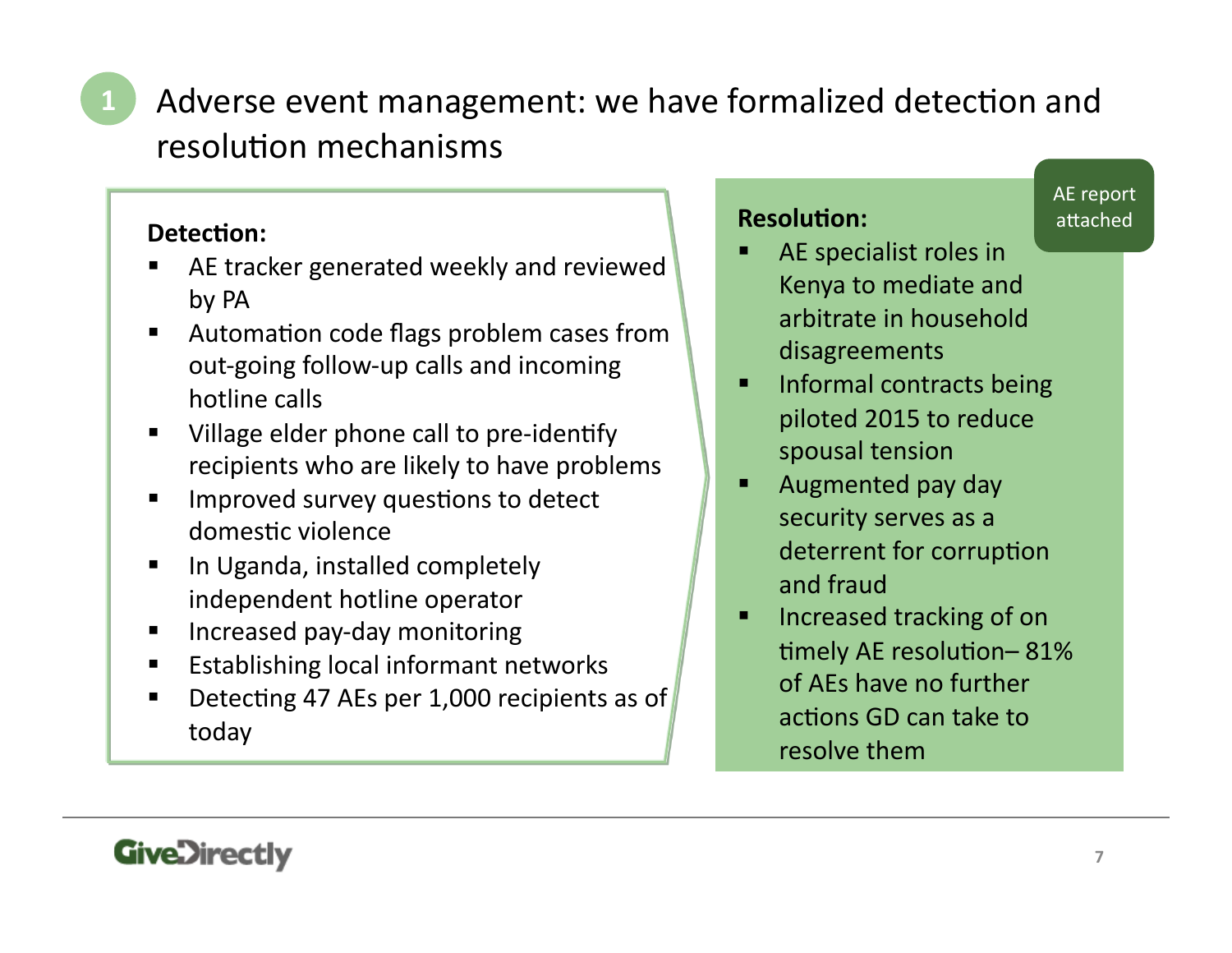# 1 Adverse event management: we have formalized detection and resolution mechanisms

**Detection:**

- AE tracker generated weekly and reviewed by PA
- Automation code flags problem cases from out-going follow-up calls and incoming hotline calls
- Village elder phone call to pre-identify recipients who are likely to have problems
- Improved survey questions to detect domestic violence
- In Uganda, installed completely independent hotline operator
- Increased pay-day monitoring
- Establishing local informant networks
- Detecting 47 AEs per 1,000 recipients as of today

**Resolution:**

AE report attached

- AE specialist roles in Kenya to mediate and arbitrate in household disagreements
- Informal contracts being piloted 2015 to reduce spousal tension
- Augmented pay day security serves as a deterrent for corruption and fraud
- Increased tracking of on timely AE resolution– 81% of AEs have no further actions GD can take to resolve them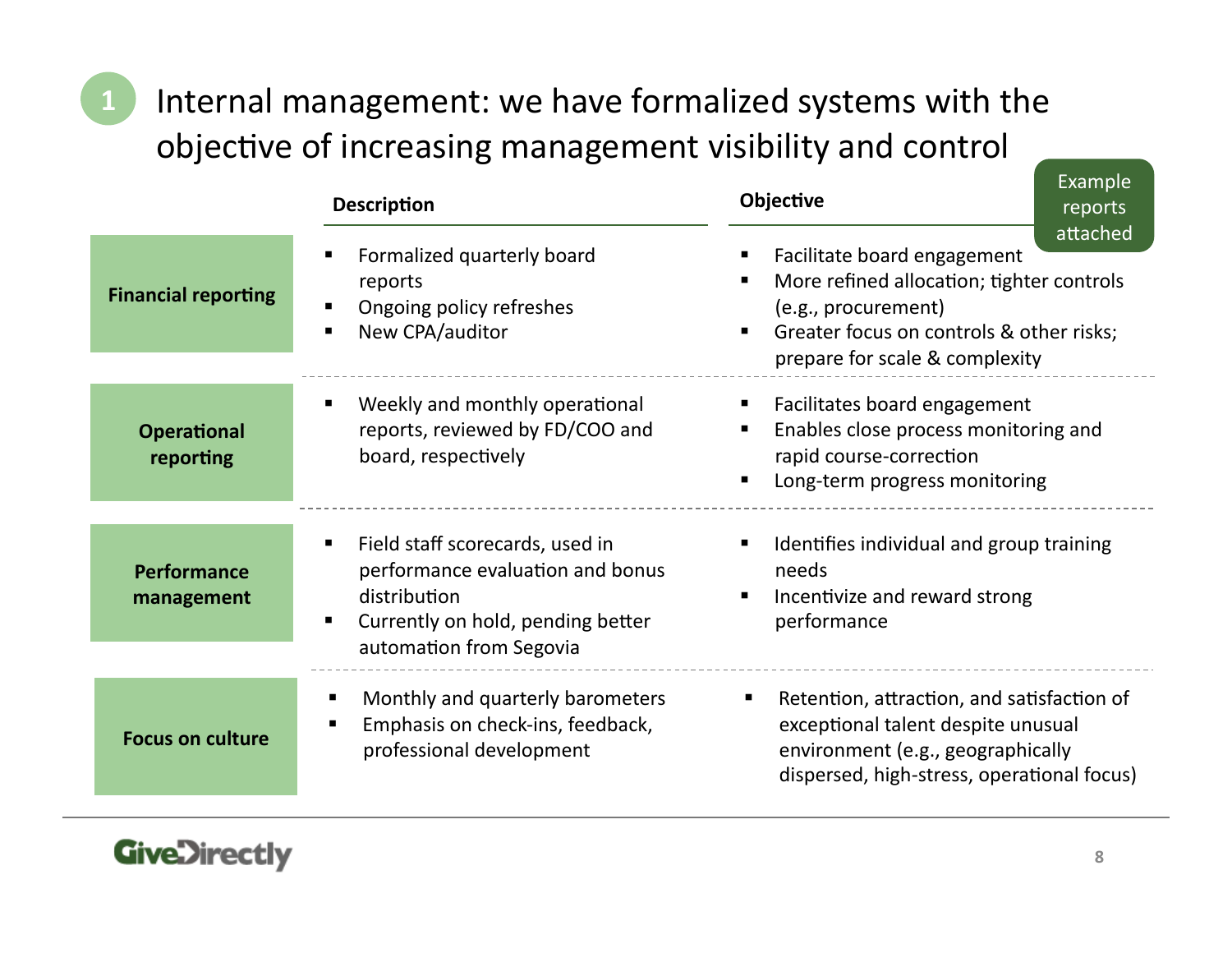# 1 Internal management: we have formalized systems with the objective of increasing management visibility and control

Example reports attached

| | Description | Objective |
|---|---|---|
| **Financial reporting** | ▪ Formalized quarterly board reports<br>▪ Ongoing policy refreshes<br>▪ New CPA/auditor | ▪ Facilitate board engagement<br>▪ More refined allocation; tighter controls (e.g., procurement)<br>▪ Greater focus on controls & other risks; prepare for scale & complexity |
| **Operational reporting** | ▪ Weekly and monthly operational reports, reviewed by FD/COO and board, respectively | ▪ Facilitates board engagement<br>▪ Enables close process monitoring and rapid course-correction<br>▪ Long-term progress monitoring |
| **Performance management** | ▪ Field staff scorecards, used in performance evaluation and bonus distribution<br>▪ Currently on hold, pending better automation from Segovia | ▪ Identifies individual and group training needs<br>▪ Incentivize and reward strong performance |
| **Focus on culture** | ▪ Monthly and quarterly barometers<br>▪ Emphasis on check-ins, feedback, professional development | ▪ Retention, attraction, and satisfaction of exceptional talent despite unusual environment (e.g., geographically dispersed, high-stress, operational focus) |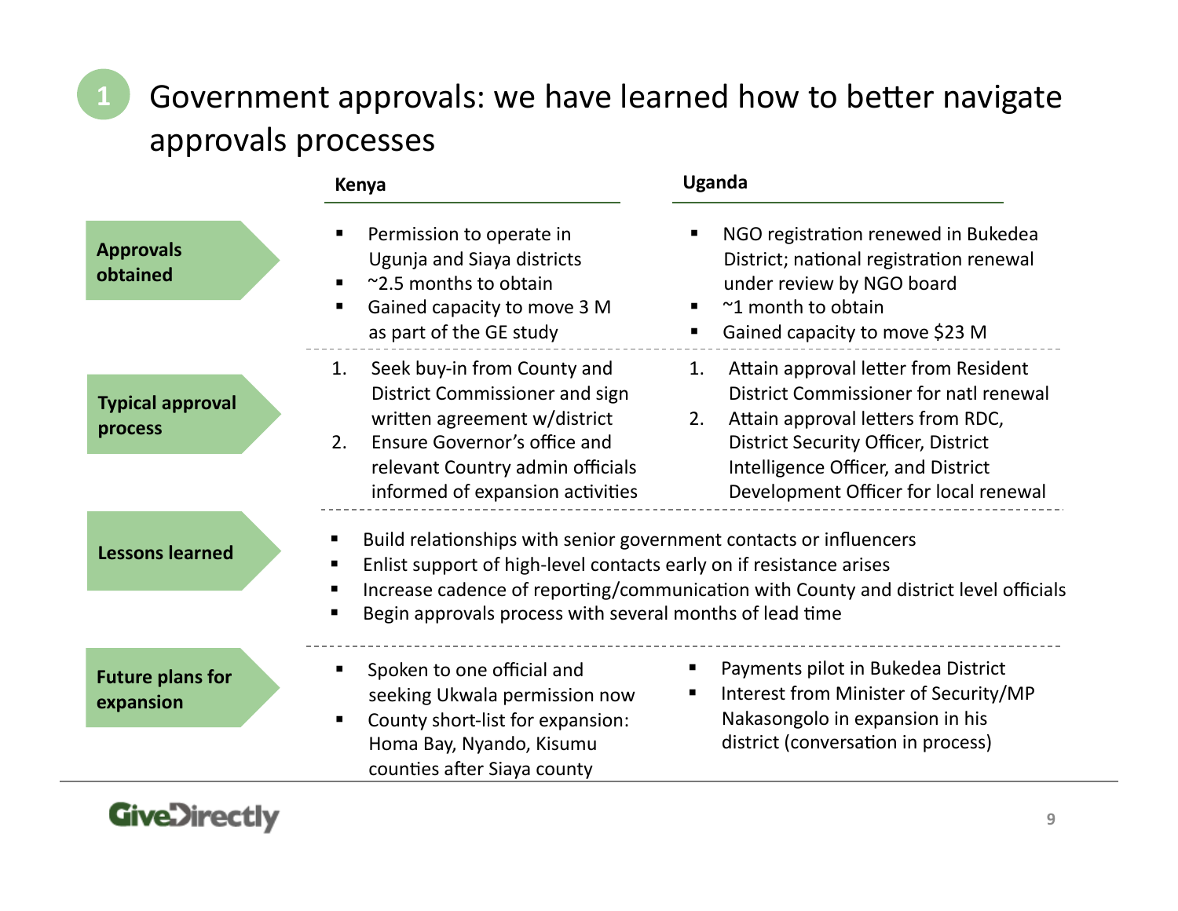# 1 Government approvals: we have learned how to better navigate approvals processes

| | Kenya | Uganda |
|---|---|---|
| **Approvals obtained** | ▪ Permission to operate in Ugunja and Siaya districts<br>▪ ~2.5 months to obtain<br>▪ Gained capacity to move 3 M as part of the GE study | ▪ NGO registration renewed in Bukedea District; national registration renewal under review by NGO board<br>▪ ~1 month to obtain<br>▪ Gained capacity to move $23 M |
| **Typical approval process** | 1. Seek buy-in from County and District Commissioner and sign written agreement w/district<br>2. Ensure Governor's office and relevant Country admin officials informed of expansion activities | 1. Attain approval letter from Resident District Commissioner for natl renewal<br>2. Attain approval letters from RDC, District Security Officer, District Intelligence Officer, and District Development Officer for local renewal |
| **Lessons learned** | ▪ Build relationships with senior government contacts or influencers<br>▪ Enlist support of high-level contacts early on if resistance arises<br>▪ Increase cadence of reporting/communication with County and district level officials<br>▪ Begin approvals process with several months of lead time | |
| **Future plans for expansion** | ▪ Spoken to one official and seeking Ukwala permission now<br>▪ County short-list for expansion: Homa Bay, Nyando, Kisumu counties after Siaya county | ▪ Payments pilot in Bukedea District<br>▪ Interest from Minister of Security/MP Nakasongolo in expansion in his district (conversation in process) |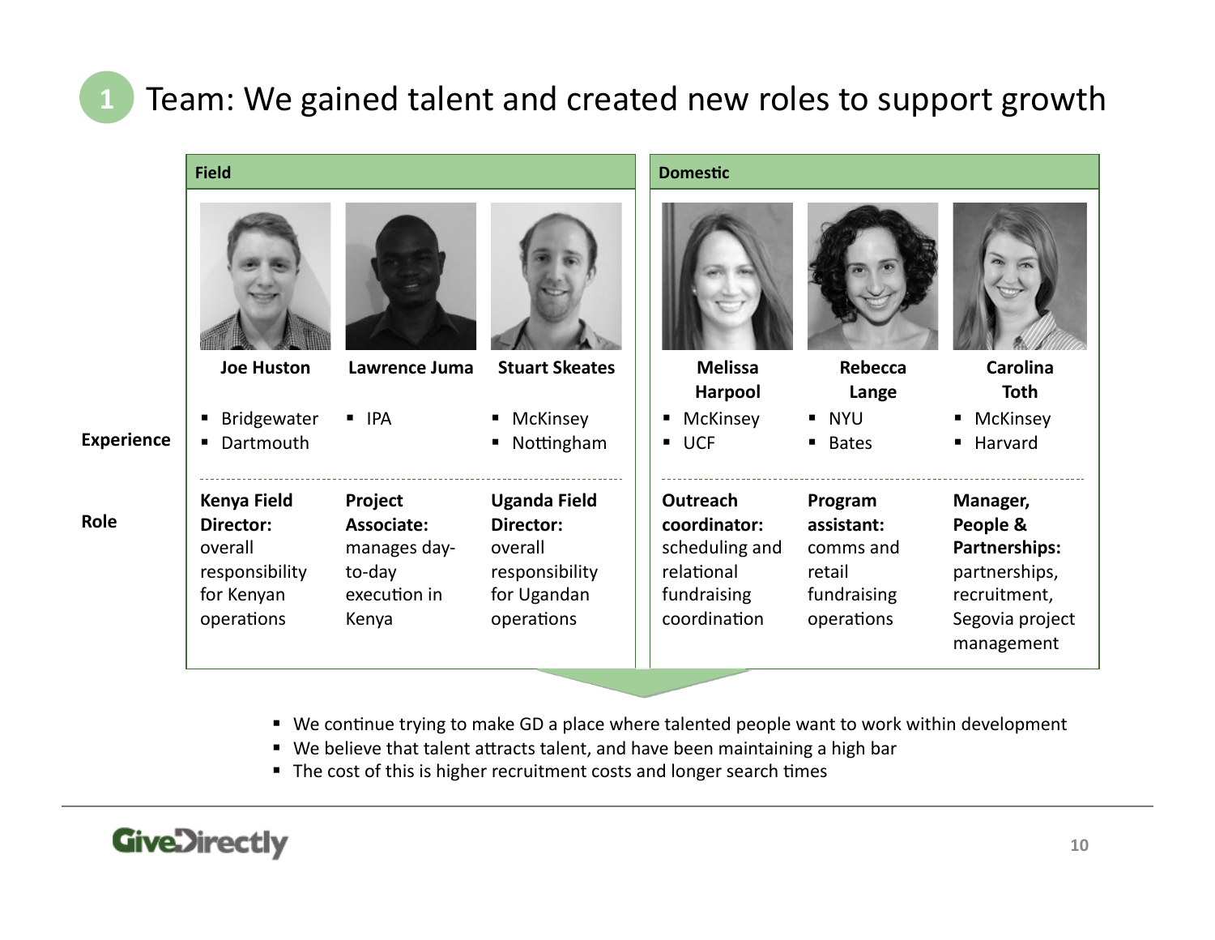# 1 Team: We gained talent and created new roles to support growth

| | Field | | | Domestic | | |
|---|---|---|---|---|---|---|
| | **Joe Huston** | **Lawrence Juma** | **Stuart Skeates** | **Melissa Harpool** | **Rebecca Lange** | **Carolina Toth** |
| **Experience** | ▪ Bridgewater<br>▪ Dartmouth | ▪ IPA | ▪ McKinsey<br>▪ Nottingham | ▪ McKinsey<br>▪ UCF | ▪ NYU<br>▪ Bates | ▪ McKinsey<br>▪ Harvard |
| **Role** | **Kenya Field Director:** overall responsibility for Kenyan operations | **Project Associate:** manages day-to-day execution in Kenya | **Uganda Field Director:** overall responsibility for Ugandan operations | **Outreach coordinator:** scheduling and relational fundraising coordination | **Program assistant:** comms and retail fundraising operations | **Manager, People & Partnerships:** partnerships, recruitment, Segovia project management |

- We continue trying to make GD a place where talented people want to work within development
- We believe that talent attracts talent, and have been maintaining a high bar
- The cost of this is higher recruitment costs and longer search times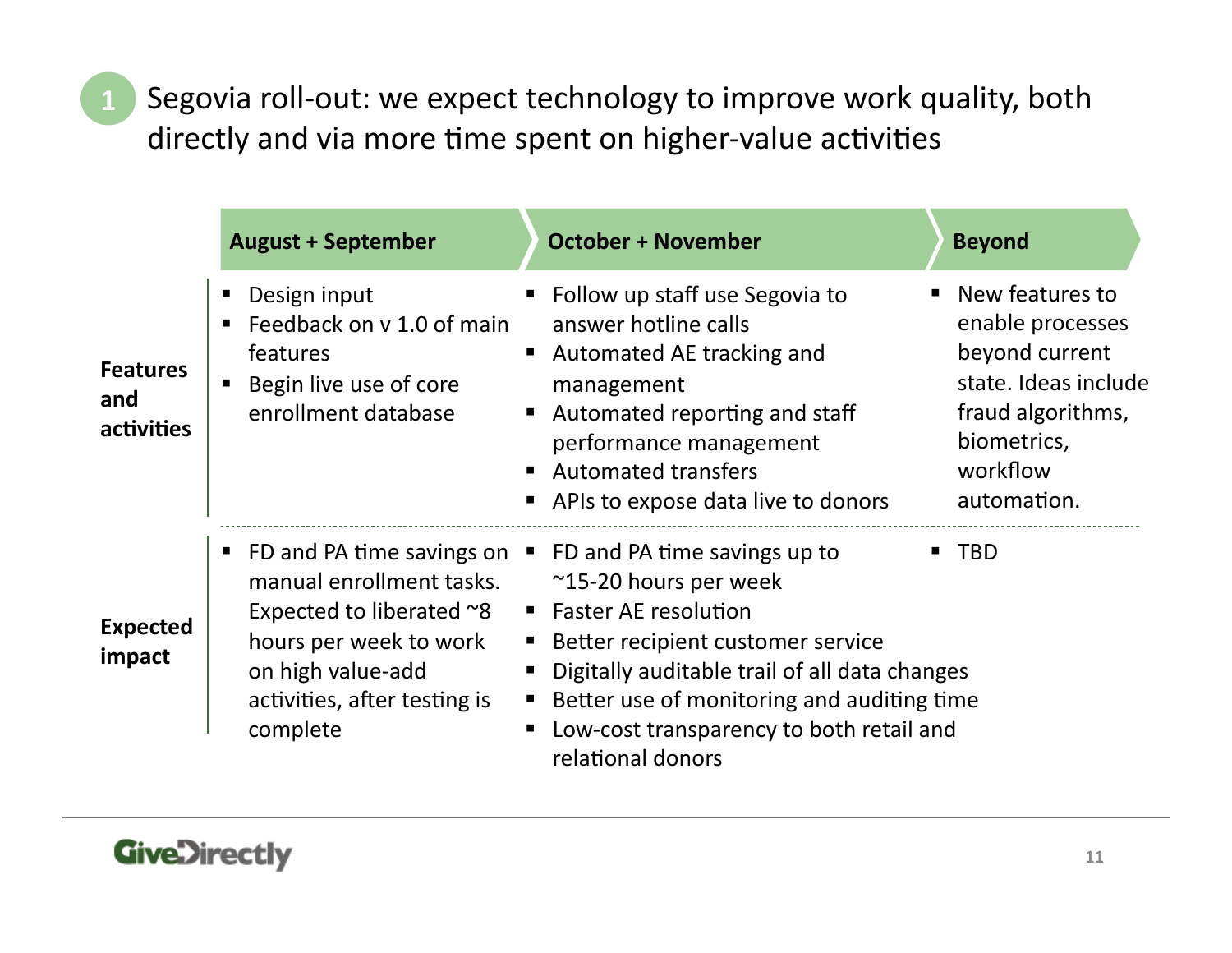# 1 Segovia roll-out: we expect technology to improve work quality, both directly and via more time spent on higher-value activities

| | August + September | October + November | Beyond |
|---|---|---|---|
| **Features and activities** | ▪ Design input<br>▪ Feedback on v 1.0 of main features<br>▪ Begin live use of core enrollment database | ▪ Follow up staff use Segovia to answer hotline calls<br>▪ Automated AE tracking and management<br>▪ Automated reporting and staff performance management<br>▪ Automated transfers<br>▪ APIs to expose data live to donors | ▪ New features to enable processes beyond current state. Ideas include fraud algorithms, biometrics, workflow automation. |
| **Expected impact** | ▪ FD and PA time savings on manual enrollment tasks. Expected to liberated ~8 hours per week to work on high value-add activities, after testing is complete | ▪ FD and PA time savings up to ~15-20 hours per week<br>▪ Faster AE resolution<br>▪ Better recipient customer service<br>▪ Digitally auditable trail of all data changes<br>▪ Better use of monitoring and auditing time<br>▪ Low-cost transparency to both retail and relational donors | ▪ TBD |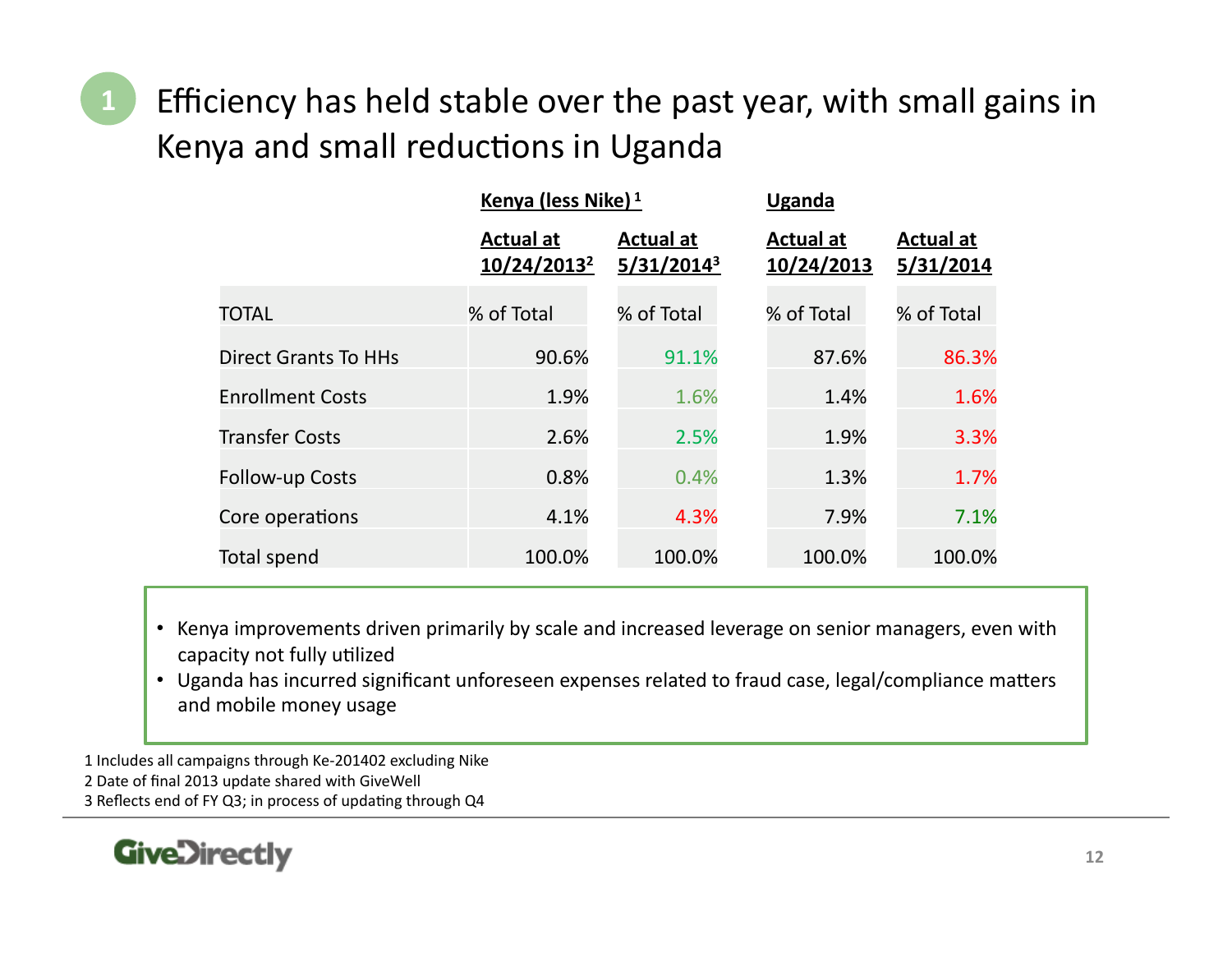# 1 Efficiency has held stable over the past year, with small gains in Kenya and small reductions in Uganda

| | Kenya (less Nike)[1] | | Uganda | |
|---|---|---|---|---|
| | Actual at 10/24/2013[2] | Actual at 5/31/2014[3] | Actual at 10/24/2013 | Actual at 5/31/2014 |
| TOTAL | % of Total | % of Total | % of Total | % of Total |
| Direct Grants To HHs | 90.6% | 91.1% | 87.6% | 86.3% |
| Enrollment Costs | 1.9% | 1.6% | 1.4% | 1.6% |
| Transfer Costs | 2.6% | 2.5% | 1.9% | 3.3% |
| Follow-up Costs | 0.8% | 0.4% | 1.3% | 1.7% |
| Core operations | 4.1% | 4.3% | 7.9% | 7.1% |
| Total spend | 100.0% | 100.0% | 100.0% | 100.0% |

- Kenya improvements driven primarily by scale and increased leverage on senior managers, even with capacity not fully utilized
- Uganda has incurred significant unforeseen expenses related to fraud case, legal/compliance matters and mobile money usage

1 Includes all campaigns through Ke-201402 excluding Nike
2 Date of final 2013 update shared with GiveWell
3 Reflects end of FY Q3; in process of updating through Q4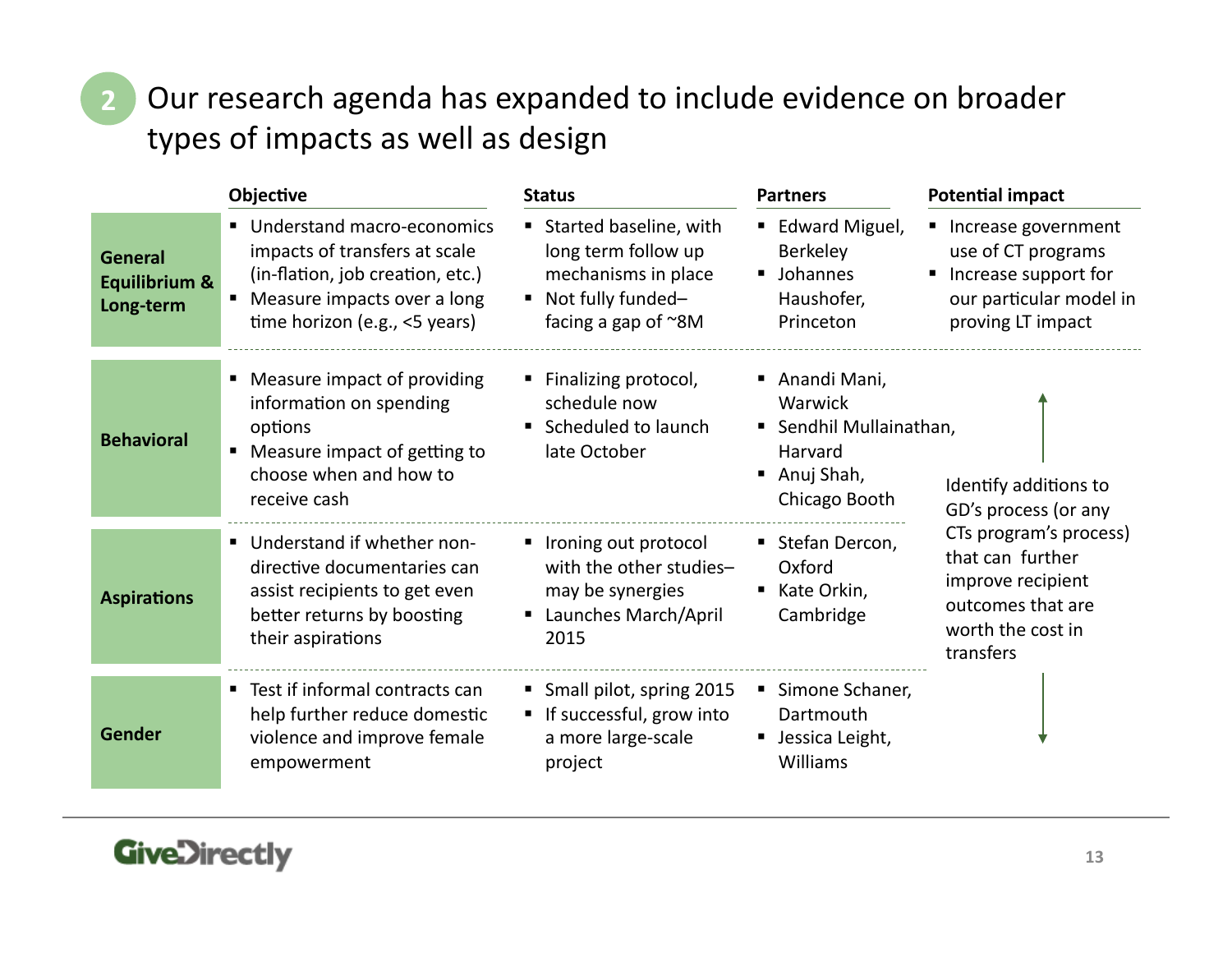## 2 Our research agenda has expanded to include evidence on broader types of impacts as well as design

| | Objective | Status | Partners | Potential impact |
|---|---|---|---|---|
| **General Equilibrium & Long-term** | ▪ Understand macro-economics impacts of transfers at scale (in-flation, job creation, etc.)<br>▪ Measure impacts over a long time horizon (e.g., <5 years) | ▪ Started baseline, with long term follow up mechanisms in place<br>▪ Not fully funded– facing a gap of ~8M | ▪ Edward Miguel, Berkeley<br>▪ Johannes Haushofer, Princeton | ▪ Increase government use of CT programs<br>▪ Increase support for our particular model in proving LT impact |
| **Behavioral** | ▪ Measure impact of providing information on spending options<br>▪ Measure impact of getting to choose when and how to receive cash | ▪ Finalizing protocol, schedule now<br>▪ Scheduled to launch late October | ▪ Anandi Mani, Warwick<br>▪ Sendhil Mullainathan, Harvard<br>▪ Anuj Shah, Chicago Booth | Identify additions to GD's process (or any CTs program's process) that can further improve recipient outcomes that are worth the cost in transfers |
| **Aspirations** | ▪ Understand if whether non-directive documentaries can assist recipients to get even better returns by boosting their aspirations | ▪ Ironing out protocol with the other studies– may be synergies<br>▪ Launches March/April 2015 | ▪ Stefan Dercon, Oxford<br>▪ Kate Orkin, Cambridge | |
| **Gender** | ▪ Test if informal contracts can help further reduce domestic violence and improve female empowerment | ▪ Small pilot, spring 2015<br>▪ If successful, grow into a more large-scale project | ▪ Simone Schaner, Dartmouth<br>▪ Jessica Leight, Williams | |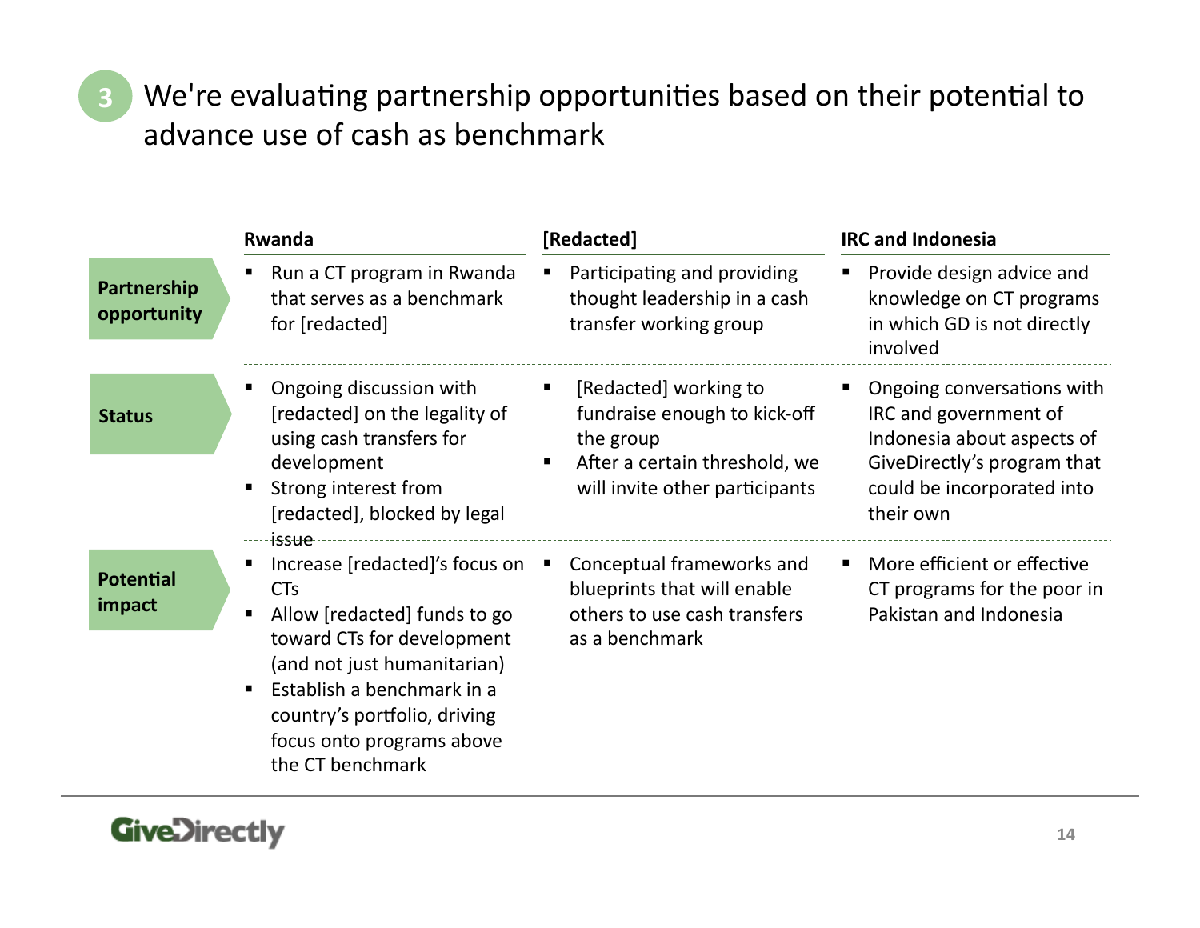# We're evaluating partnership opportunities based on their potential to advance use of cash as benchmark

|  | Rwanda | [Redacted] | IRC and Indonesia |
|---|---|---|---|
| **Partnership opportunity** | ▪ Run a CT program in Rwanda that serves as a benchmark for [redacted] | ▪ Participating and providing thought leadership in a cash transfer working group | ▪ Provide design advice and knowledge on CT programs in which GD is not directly involved |
| **Status** | ▪ Ongoing discussion with [redacted] on the legality of using cash transfers for development<br>▪ Strong interest from [redacted], blocked by legal issue | ▪ [Redacted] working to fundraise enough to kick-off the group<br>▪ After a certain threshold, we will invite other participants | ▪ Ongoing conversations with IRC and government of Indonesia about aspects of GiveDirectly's program that could be incorporated into their own |
| **Potential impact** | ▪ Increase [redacted]'s focus on CTs<br>▪ Allow [redacted] funds to go toward CTs for development (and not just humanitarian)<br>▪ Establish a benchmark in a country's portfolio, driving focus onto programs above the CT benchmark | ▪ Conceptual frameworks and blueprints that will enable others to use cash transfers as a benchmark | ▪ More efficient or effective CT programs for the poor in Pakistan and Indonesia |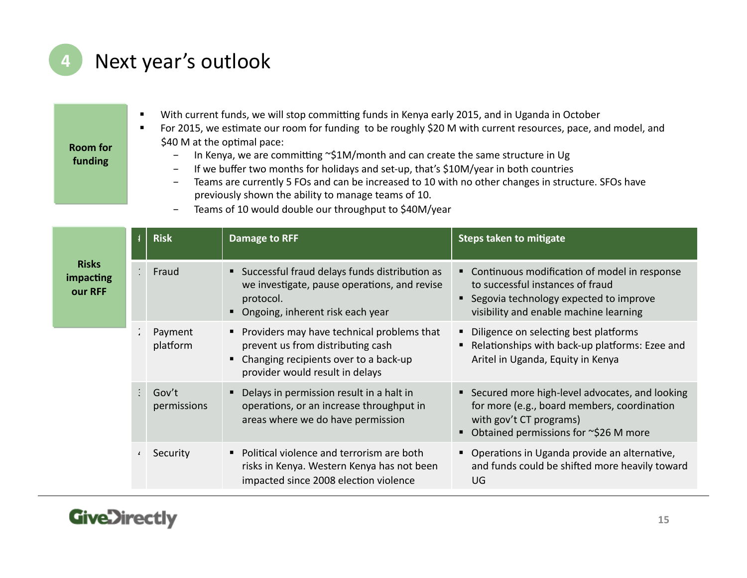# 4 Next year's outlook

**Room for funding**

- With current funds, we will stop committing funds in Kenya early 2015, and in Uganda in October
- For 2015, we estimate our room for funding to be roughly $20 M with current resources, pace, and model, and $40 M at the optimal pace:
  - In Kenya, we are committing ~$1M/month and can create the same structure in Ug
  - If we buffer two months for holidays and set-up, that's $10M/year in both countries
  - Teams are currently 5 FOs and can be increased to 10 with no other changes in structure. SFOs have previously shown the ability to manage teams of 10.
  - Teams of 10 would double our throughput to $40M/year

**Risks impacting our RFF**

| # | Risk | Damage to RFF | Steps taken to mitigate |
|---|---|---|---|
| 1 | Fraud | ▪ Successful fraud delays funds distribution as we investigate, pause operations, and revise protocol.<br>▪ Ongoing, inherent risk each year | ▪ Continuous modification of model in response to successful instances of fraud<br>▪ Segovia technology expected to improve visibility and enable machine learning |
| 2 | Payment platform | ▪ Providers may have technical problems that prevent us from distributing cash<br>▪ Changing recipients over to a back-up provider would result in delays | ▪ Diligence on selecting best platforms<br>▪ Relationships with back-up platforms: Ezee and Aritel in Uganda, Equity in Kenya |
| 3 | Gov't permissions | ▪ Delays in permission result in a halt in operations, or an increase throughput in areas where we do have permission | ▪ Secured more high-level advocates, and looking for more (e.g., board members, coordination with gov't CT programs)<br>▪ Obtained permissions for ~$26 M more |
| 4 | Security | ▪ Political violence and terrorism are both risks in Kenya. Western Kenya has not been impacted since 2008 election violence | ▪ Operations in Uganda provide an alternative, and funds could be shifted more heavily toward UG |

GiveDirectly